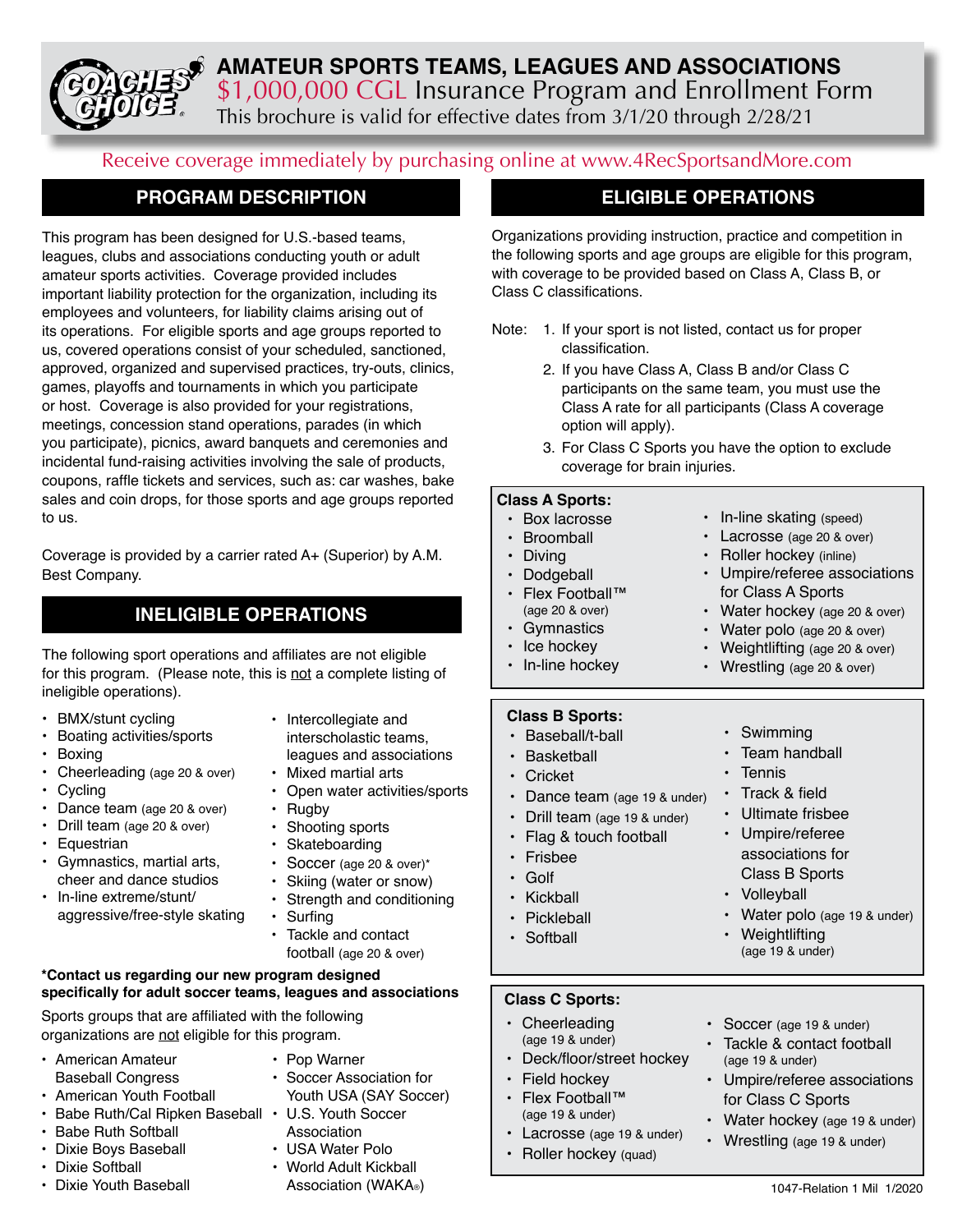# AMATEUR SPORTS TEAMS, LEAGUES AND ASSOCIATIONS

## $1,000,000 CGL Insurance Program and Enrollment Form

This brochure is valid for effective dates from 3/1/20 through 2/28/21

Receive coverage immediately by purchasing online at www.4RecSportsandMore.com

## PROGRAM DESCRIPTION

This program has been designed for U.S.-based teams, leagues, clubs and associations conducting youth or adult amateur sports activities. Coverage provided includes important liability protection for the organization, including its employees and volunteers, for liability claims arising out of its operations. For eligible sports and age groups reported to us, covered operations consist of your scheduled, sanctioned, approved, organized and supervised practices, try-outs, clinics, games, playoffs and tournaments in which you participate or host. Coverage is also provided for your registrations, meetings, concession stand operations, parades (in which you participate), picnics, award banquets and ceremonies and incidental fund-raising activities involving the sale of products, coupons, raffle tickets and services, such as: car washes, bake sales and coin drops, for those sports and age groups reported to us.

Coverage is provided by a carrier rated A+ (Superior) by A.M. Best Company.

## INELIGIBLE OPERATIONS

The following sport operations and affiliates are not eligible for this program. (Please note, this is not a complete listing of ineligible operations).

- BMX/stunt cycling
- Boating activities/sports
- Boxing
- Cheerleading (age 20 & over)
- Cycling
- Dance team (age 20 & over)
- Drill team (age 20 & over)
- Equestrian
- Gymnastics, martial arts, cheer and dance studios
- In-line extreme/stunt/aggressive/free-style skating
- Intercollegiate and interscholastic teams, leagues and associations
- Mixed martial arts
- Open water activities/sports
- Rugby
- Shooting sports
- Skateboarding
- Soccer (age 20 & over)*
- Skiing (water or snow)
- Strength and conditioning
- Surfing
- Tackle and contact football (age 20 & over)

**\*Contact us regarding our new program designed specifically for adult soccer teams, leagues and associations**

Sports groups that are affiliated with the following organizations are not eligible for this program.

- American Amateur Baseball Congress
- American Youth Football
- Babe Ruth/Cal Ripken Baseball
- Babe Ruth Softball
- Dixie Boys Baseball
- Dixie Softball
- Dixie Youth Baseball
- Pop Warner
- Soccer Association for Youth USA (SAY Soccer)
- U.S. Youth Soccer Association
- USA Water Polo
- World Adult Kickball Association (WAKA®)

## ELIGIBLE OPERATIONS

Organizations providing instruction, practice and competition in the following sports and age groups are eligible for this program, with coverage to be provided based on Class A, Class B, or Class C classifications.

Note:
1. If your sport is not listed, contact us for proper classification.
2. If you have Class A, Class B and/or Class C participants on the same team, you must use the Class A rate for all participants (Class A coverage option will apply).
3. For Class C Sports you have the option to exclude coverage for brain injuries.

**Class A Sports:**

- Box lacrosse
- Broomball
- Diving
- Dodgeball
- Flex Football™ (age 20 & over)
- Gymnastics
- Ice hockey
- In-line hockey
- In-line skating (speed)
- Lacrosse (age 20 & over)
- Roller hockey (inline)
- Umpire/referee associations for Class A Sports
- Water hockey (age 20 & over)
- Water polo (age 20 & over)
- Weightlifting (age 20 & over)
- Wrestling (age 20 & over)

**Class B Sports:**

- Baseball/t-ball
- Basketball
- Cricket
- Dance team (age 19 & under)
- Drill team (age 19 & under)
- Flag & touch football
- Frisbee
- Golf
- Kickball
- Pickleball
- Softball
- Swimming
- Team handball
- Tennis
- Track & field
- Ultimate frisbee
- Umpire/referee associations for Class B Sports
- Volleyball
- Water polo (age 19 & under)
- Weightlifting (age 19 & under)

**Class C Sports:**

- Cheerleading (age 19 & under)
- Deck/floor/street hockey
- Field hockey
- Flex Football™ (age 19 & under)
- Lacrosse (age 19 & under)
- Roller hockey (quad)
- Soccer (age 19 & under)
- Tackle & contact football (age 19 & under)
- Umpire/referee associations for Class C Sports
- Water hockey (age 19 & under)
- Wrestling (age 19 & under)

1047-Relation 1 Mil 1/2020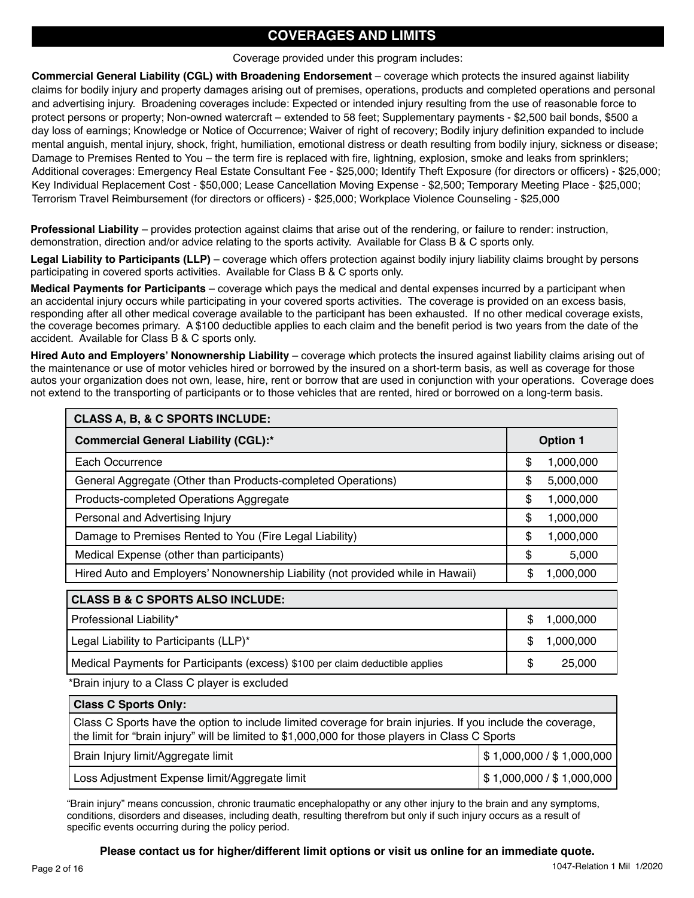# COVERAGES AND LIMITS

Coverage provided under this program includes:

**Commercial General Liability (CGL) with Broadening Endorsement** – coverage which protects the insured against liability claims for bodily injury and property damages arising out of premises, operations, products and completed operations and personal and advertising injury. Broadening coverages include: Expected or intended injury resulting from the use of reasonable force to protect persons or property; Non-owned watercraft – extended to 58 feet; Supplementary payments - $2,500 bail bonds, $500 a day loss of earnings; Knowledge or Notice of Occurrence; Waiver of right of recovery; Bodily injury definition expanded to include mental anguish, mental injury, shock, fright, humiliation, emotional distress or death resulting from bodily injury, sickness or disease; Damage to Premises Rented to You – the term fire is replaced with fire, lightning, explosion, smoke and leaks from sprinklers; Additional coverages: Emergency Real Estate Consultant Fee - $25,000; Identify Theft Exposure (for directors or officers) - $25,000; Key Individual Replacement Cost - $50,000; Lease Cancellation Moving Expense - $2,500; Temporary Meeting Place - $25,000; Terrorism Travel Reimbursement (for directors or officers) - $25,000; Workplace Violence Counseling - $25,000

**Professional Liability** – provides protection against claims that arise out of the rendering, or failure to render: instruction, demonstration, direction and/or advice relating to the sports activity. Available for Class B & C sports only.

**Legal Liability to Participants (LLP)** – coverage which offers protection against bodily injury liability claims brought by persons participating in covered sports activities. Available for Class B & C sports only.

**Medical Payments for Participants** – coverage which pays the medical and dental expenses incurred by a participant when an accidental injury occurs while participating in your covered sports activities. The coverage is provided on an excess basis, responding after all other medical coverage available to the participant has been exhausted. If no other medical coverage exists, the coverage becomes primary. A $100 deductible applies to each claim and the benefit period is two years from the date of the accident. Available for Class B & C sports only.

**Hired Auto and Employers' Nonownership Liability** – coverage which protects the insured against liability claims arising out of the maintenance or use of motor vehicles hired or borrowed by the insured on a short-term basis, as well as coverage for those autos your organization does not own, lease, hire, rent or borrow that are used in conjunction with your operations. Coverage does not extend to the transporting of participants or to those vehicles that are rented, hired or borrowed on a long-term basis.

| **CLASS A, B, & C SPORTS INCLUDE:** | |
|---|---|
| **Commercial General Liability (CGL):*** | **Option 1** |
| Each Occurrence | $ 1,000,000 |
| General Aggregate (Other than Products-completed Operations) | $ 5,000,000 |
| Products-completed Operations Aggregate | $ 1,000,000 |
| Personal and Advertising Injury | $ 1,000,000 |
| Damage to Premises Rented to You (Fire Legal Liability) | $ 1,000,000 |
| Medical Expense (other than participants) | $ 5,000 |
| Hired Auto and Employers' Nonownership Liability (not provided while in Hawaii) | $ 1,000,000 |

| **CLASS B & C SPORTS ALSO INCLUDE:** | |
|---|---|
| Professional Liability* | $ 1,000,000 |
| Legal Liability to Participants (LLP)* | $ 1,000,000 |
| Medical Payments for Participants (excess) $100 per claim deductible applies | $ 25,000 |

*Brain injury to a Class C player is excluded

| **Class C Sports Only:** | |
|---|---|
| Class C Sports have the option to include limited coverage for brain injuries. If you include the coverage, the limit for "brain injury" will be limited to $1,000,000 for those players in Class C Sports | |
| Brain Injury limit/Aggregate limit | $ 1,000,000 / $ 1,000,000 |
| Loss Adjustment Expense limit/Aggregate limit | $ 1,000,000 / $ 1,000,000 |

"Brain injury" means concussion, chronic traumatic encephalopathy or any other injury to the brain and any symptoms, conditions, disorders and diseases, including death, resulting therefrom but only if such injury occurs as a result of specific events occurring during the policy period.

**Please contact us for higher/different limit options or visit us online for an immediate quote.**

1047-Relation 1 Mil 1/2020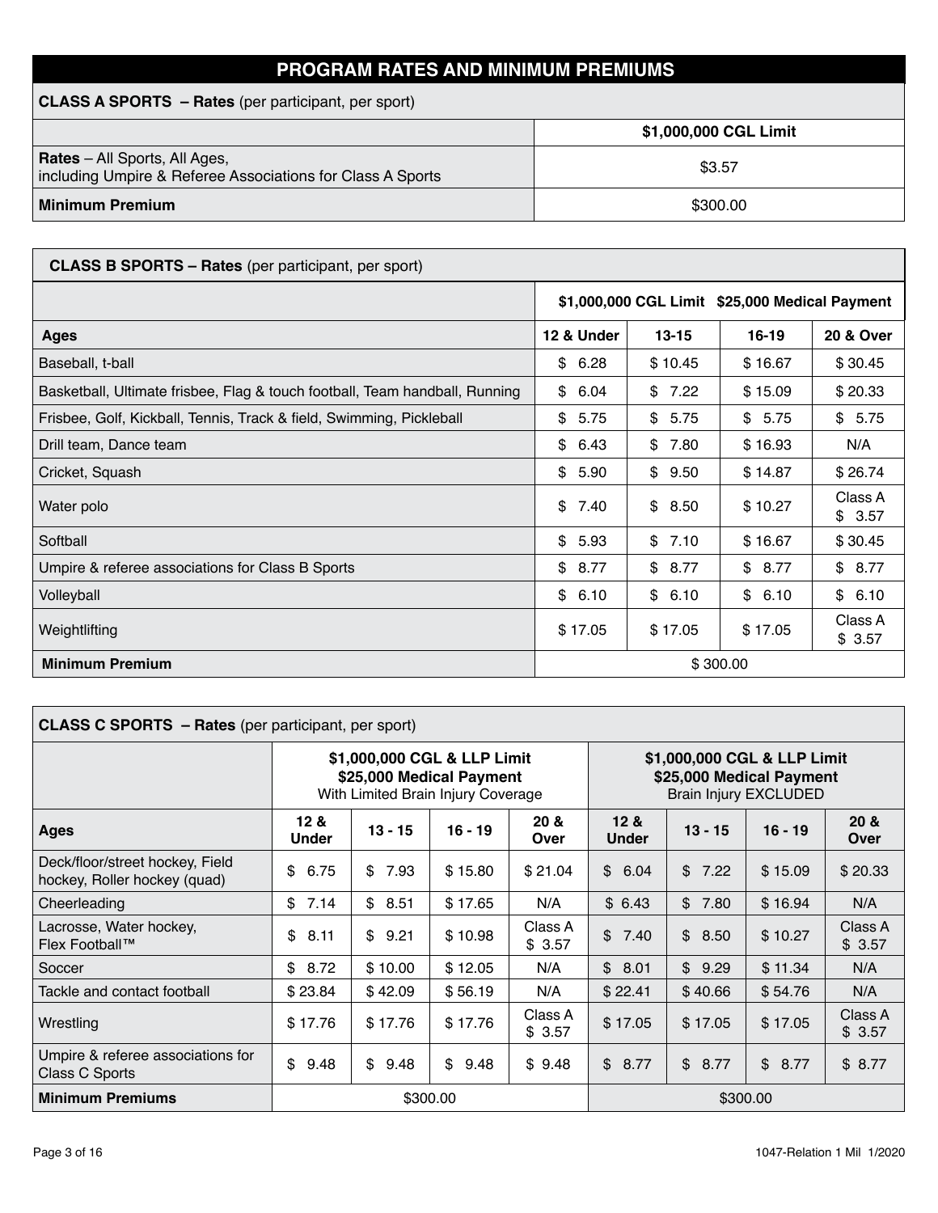## PROGRAM RATES AND MINIMUM PREMIUMS

| **CLASS A SPORTS – Rates** (per participant, per sport) | |
|---|---|
| | **$1,000,000 CGL Limit** |
| **Rates** – All Sports, All Ages, including Umpire & Referee Associations for Class A Sports | $3.57 |
| **Minimum Premium** | $300.00 |

| **CLASS B SPORTS – Rates** (per participant, per sport) | | | | |
|---|---|---|---|---|
| | **$1,000,000 CGL Limit $25,000 Medical Payment** | | | |
| **Ages** | **12 & Under** | **13-15** | **16-19** | **20 & Over** |
| Baseball, t-ball | $ 6.28 | $ 10.45 | $ 16.67 | $ 30.45 |
| Basketball, Ultimate frisbee, Flag & touch football, Team handball, Running | $ 6.04 | $ 7.22 | $ 15.09 | $ 20.33 |
| Frisbee, Golf, Kickball, Tennis, Track & field, Swimming, Pickleball | $ 5.75 | $ 5.75 | $ 5.75 | $ 5.75 |
| Drill team, Dance team | $ 6.43 | $ 7.80 | $ 16.93 | N/A |
| Cricket, Squash | $ 5.90 | $ 9.50 | $ 14.87 | $ 26.74 |
| Water polo | $ 7.40 | $ 8.50 | $ 10.27 | Class A $ 3.57 |
| Softball | $ 5.93 | $ 7.10 | $ 16.67 | $ 30.45 |
| Umpire & referee associations for Class B Sports | $ 8.77 | $ 8.77 | $ 8.77 | $ 8.77 |
| Volleyball | $ 6.10 | $ 6.10 | $ 6.10 | $ 6.10 |
| Weightlifting | $ 17.05 | $ 17.05 | $ 17.05 | Class A $ 3.57 |
| **Minimum Premium** | $ 300.00 | | | |

| **CLASS C SPORTS – Rates** (per participant, per sport) | | | | | | | | |
|---|---|---|---|---|---|---|---|---|
| | **$1,000,000 CGL & LLP Limit $25,000 Medical Payment** With Limited Brain Injury Coverage | | | | **$1,000,000 CGL & LLP Limit $25,000 Medical Payment** Brain Injury EXCLUDED | | | |
| **Ages** | **12 & Under** | **13 - 15** | **16 - 19** | **20 & Over** | **12 & Under** | **13 - 15** | **16 - 19** | **20 & Over** |
| Deck/floor/street hockey, Field hockey, Roller hockey (quad) | $ 6.75 | $ 7.93 | $ 15.80 | $ 21.04 | $ 6.04 | $ 7.22 | $ 15.09 | $ 20.33 |
| Cheerleading | $ 7.14 | $ 8.51 | $ 17.65 | N/A | $ 6.43 | $ 7.80 | $ 16.94 | N/A |
| Lacrosse, Water hockey, Flex Football™ | $ 8.11 | $ 9.21 | $ 10.98 | Class A $ 3.57 | $ 7.40 | $ 8.50 | $ 10.27 | Class A $ 3.57 |
| Soccer | $ 8.72 | $ 10.00 | $ 12.05 | N/A | $ 8.01 | $ 9.29 | $ 11.34 | N/A |
| Tackle and contact football | $ 23.84 | $ 42.09 | $ 56.19 | N/A | $ 22.41 | $ 40.66 | $ 54.76 | N/A |
| Wrestling | $ 17.76 | $ 17.76 | $ 17.76 | Class A $ 3.57 | $ 17.05 | $ 17.05 | $ 17.05 | Class A $ 3.57 |
| Umpire & referee associations for Class C Sports | $ 9.48 | $ 9.48 | $ 9.48 | $ 9.48 | $ 8.77 | $ 8.77 | $ 8.77 | $ 8.77 |
| **Minimum Premiums** | $300.00 | | | | $300.00 | | | |

1047-Relation 1 Mil 1/2020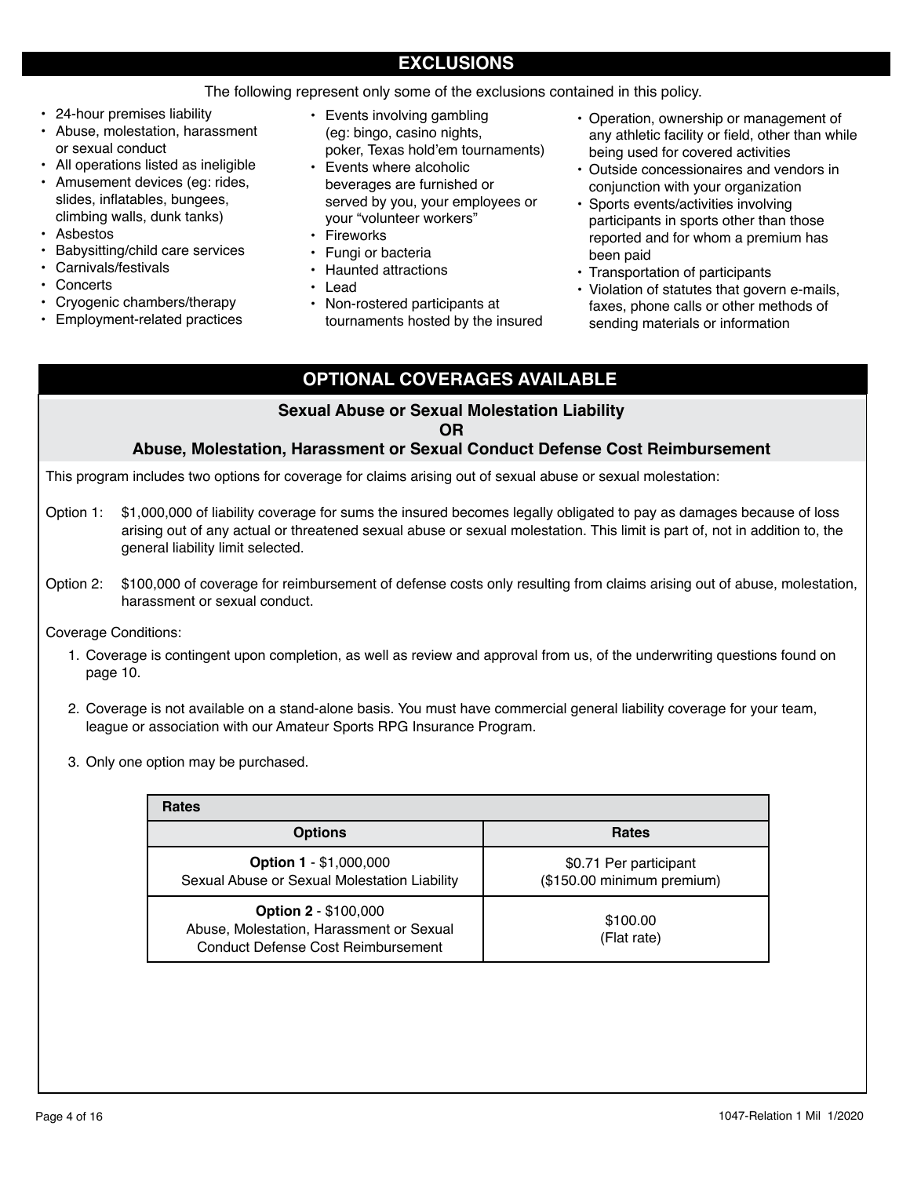## EXCLUSIONS

The following represent only some of the exclusions contained in this policy.

- 24-hour premises liability
- Abuse, molestation, harassment or sexual conduct
- All operations listed as ineligible
- Amusement devices (eg: rides, slides, inflatables, bungees, climbing walls, dunk tanks)
- Asbestos
- Babysitting/child care services
- Carnivals/festivals
- Concerts
- Cryogenic chambers/therapy
- Employment-related practices
- Events involving gambling (eg: bingo, casino nights, poker, Texas hold'em tournaments)
- Events where alcoholic beverages are furnished or served by you, your employees or your "volunteer workers"
- Fireworks
- Fungi or bacteria
- Haunted attractions
- Lead
- Non-rostered participants at tournaments hosted by the insured
- Operation, ownership or management of any athletic facility or field, other than while being used for covered activities
- Outside concessionaires and vendors in conjunction with your organization
- Sports events/activities involving participants in sports other than those reported and for whom a premium has been paid
- Transportation of participants
- Violation of statutes that govern e-mails, faxes, phone calls or other methods of sending materials or information

## OPTIONAL COVERAGES AVAILABLE

### Sexual Abuse or Sexual Molestation Liability OR Abuse, Molestation, Harassment or Sexual Conduct Defense Cost Reimbursement

This program includes two options for coverage for claims arising out of sexual abuse or sexual molestation:

Option 1: $1,000,000 of liability coverage for sums the insured becomes legally obligated to pay as damages because of loss arising out of any actual or threatened sexual abuse or sexual molestation. This limit is part of, not in addition to, the general liability limit selected.

Option 2: $100,000 of coverage for reimbursement of defense costs only resulting from claims arising out of abuse, molestation, harassment or sexual conduct.

Coverage Conditions:

1. Coverage is contingent upon completion, as well as review and approval from us, of the underwriting questions found on page 10.
2. Coverage is not available on a stand-alone basis. You must have commercial general liability coverage for your team, league or association with our Amateur Sports RPG Insurance Program.
3. Only one option may be purchased.

| Rates | |
|---|---|
| **Options** | **Rates** |
| **Option 1** - $1,000,000 Sexual Abuse or Sexual Molestation Liability | $0.71 Per participant ($150.00 minimum premium) |
| **Option 2** - $100,000 Abuse, Molestation, Harassment or Sexual Conduct Defense Cost Reimbursement | $100.00 (Flat rate) |

1047-Relation 1 Mil 1/2020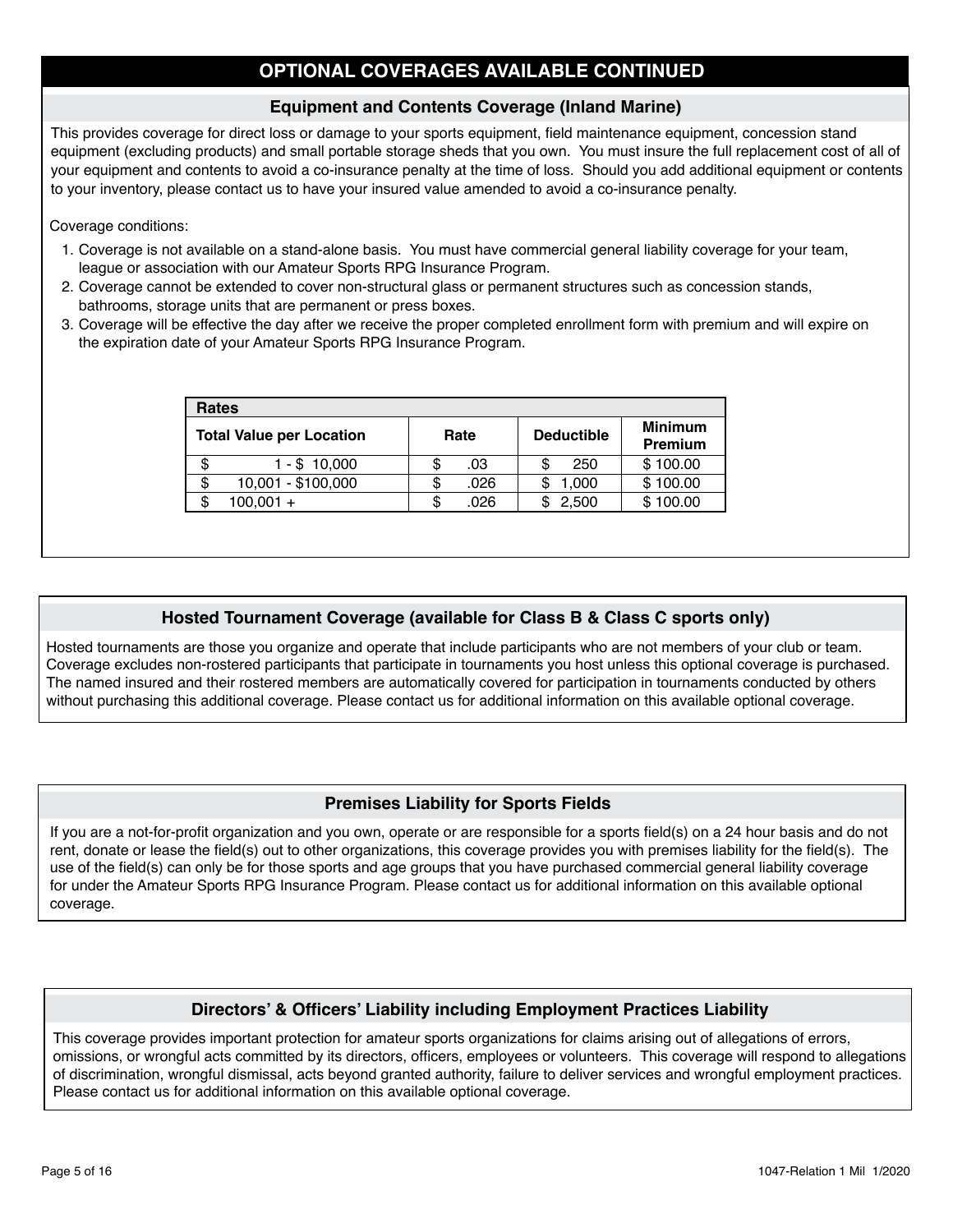# OPTIONAL COVERAGES AVAILABLE CONTINUED

## Equipment and Contents Coverage (Inland Marine)

This provides coverage for direct loss or damage to your sports equipment, field maintenance equipment, concession stand equipment (excluding products) and small portable storage sheds that you own. You must insure the full replacement cost of all of your equipment and contents to avoid a co-insurance penalty at the time of loss. Should you add additional equipment or contents to your inventory, please contact us to have your insured value amended to avoid a co-insurance penalty.

Coverage conditions:

1. Coverage is not available on a stand-alone basis. You must have commercial general liability coverage for your team, league or association with our Amateur Sports RPG Insurance Program.
2. Coverage cannot be extended to cover non-structural glass or permanent structures such as concession stands, bathrooms, storage units that are permanent or press boxes.
3. Coverage will be effective the day after we receive the proper completed enrollment form with premium and will expire on the expiration date of your Amateur Sports RPG Insurance Program.

**Rates**

| Total Value per Location | Rate | Deductible | Minimum Premium |
|---|---|---|---|
| $ 1 - $ 10,000 | $ .03 | $ 250 | $ 100.00 |
| $ 10,001 - $100,000 | $ .026 | $ 1,000 | $ 100.00 |
| $ 100,001 + | $ .026 | $ 2,500 | $ 100.00 |

## Hosted Tournament Coverage (available for Class B & Class C sports only)

Hosted tournaments are those you organize and operate that include participants who are not members of your club or team. Coverage excludes non-rostered participants that participate in tournaments you host unless this optional coverage is purchased. The named insured and their rostered members are automatically covered for participation in tournaments conducted by others without purchasing this additional coverage. Please contact us for additional information on this available optional coverage.

## Premises Liability for Sports Fields

If you are a not-for-profit organization and you own, operate or are responsible for a sports field(s) on a 24 hour basis and do not rent, donate or lease the field(s) out to other organizations, this coverage provides you with premises liability for the field(s). The use of the field(s) can only be for those sports and age groups that you have purchased commercial general liability coverage for under the Amateur Sports RPG Insurance Program. Please contact us for additional information on this available optional coverage.

## Directors' & Officers' Liability including Employment Practices Liability

This coverage provides important protection for amateur sports organizations for claims arising out of allegations of errors, omissions, or wrongful acts committed by its directors, officers, employees or volunteers. This coverage will respond to allegations of discrimination, wrongful dismissal, acts beyond granted authority, failure to deliver services and wrongful employment practices. Please contact us for additional information on this available optional coverage.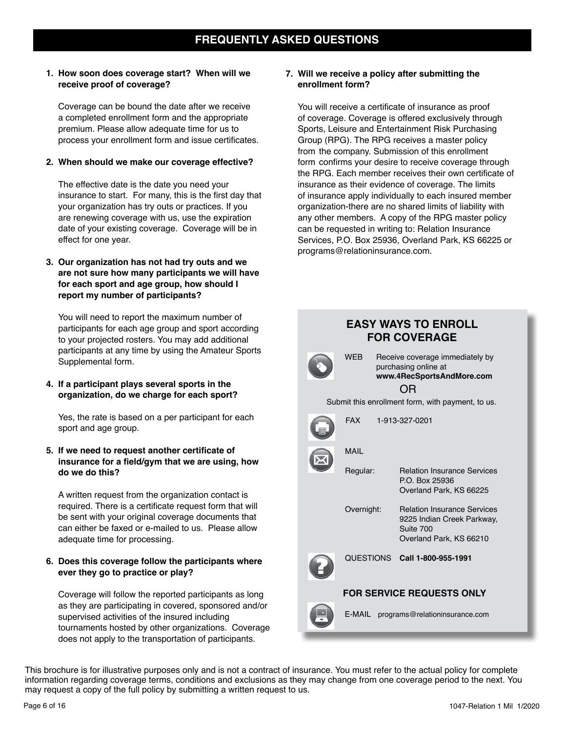# FREQUENTLY ASKED QUESTIONS

**1. How soon does coverage start? When will we receive proof of coverage?**

Coverage can be bound the date after we receive a completed enrollment form and the appropriate premium. Please allow adequate time for us to process your enrollment form and issue certificates.

**2. When should we make our coverage effective?**

The effective date is the date you need your insurance to start. For many, this is the first day that your organization has try outs or practices. If you are renewing coverage with us, use the expiration date of your existing coverage. Coverage will be in effect for one year.

**3. Our organization has not had try outs and we are not sure how many participants we will have for each sport and age group, how should I report my number of participants?**

You will need to report the maximum number of participants for each age group and sport according to your projected rosters. You may add additional participants at any time by using the Amateur Sports Supplemental form.

**4. If a participant plays several sports in the organization, do we charge for each sport?**

Yes, the rate is based on a per participant for each sport and age group.

**5. If we need to request another certificate of insurance for a field/gym that we are using, how do we do this?**

A written request from the organization contact is required. There is a certificate request form that will be sent with your original coverage documents that can either be faxed or e-mailed to us. Please allow adequate time for processing.

**6. Does this coverage follow the participants where ever they go to practice or play?**

Coverage will follow the reported participants as long as they are participating in covered, sponsored and/or supervised activities of the insured including tournaments hosted by other organizations. Coverage does not apply to the transportation of participants.

**7. Will we receive a policy after submitting the enrollment form?**

You will receive a certificate of insurance as proof of coverage. Coverage is offered exclusively through Sports, Leisure and Entertainment Risk Purchasing Group (RPG). The RPG receives a master policy from the company. Submission of this enrollment form confirms your desire to receive coverage through the RPG. Each member receives their own certificate of insurance as their evidence of coverage. The limits of insurance apply individually to each insured member organization-there are no shared limits of liability with any other members. A copy of the RPG master policy can be requested in writing to: Relation Insurance Services, P.O. Box 25936, Overland Park, KS 66225 or programs@relationinsurance.com.

## EASY WAYS TO ENROLL FOR COVERAGE

WEB Receive coverage immediately by purchasing online at **www.4RecSportsAndMore.com**

OR

Submit this enrollment form, with payment, to us.

FAX 1-913-327-0201

MAIL

Regular: Relation Insurance Services
P.O. Box 25936
Overland Park, KS 66225

Overnight: Relation Insurance Services
9225 Indian Creek Parkway,
Suite 700
Overland Park, KS 66210

QUESTIONS **Call 1-800-955-1991**

**FOR SERVICE REQUESTS ONLY**

E-MAIL programs@relationinsurance.com

This brochure is for illustrative purposes only and is not a contract of insurance. You must refer to the actual policy for complete information regarding coverage terms, conditions and exclusions as they may change from one coverage period to the next. You may request a copy of the full policy by submitting a written request to us.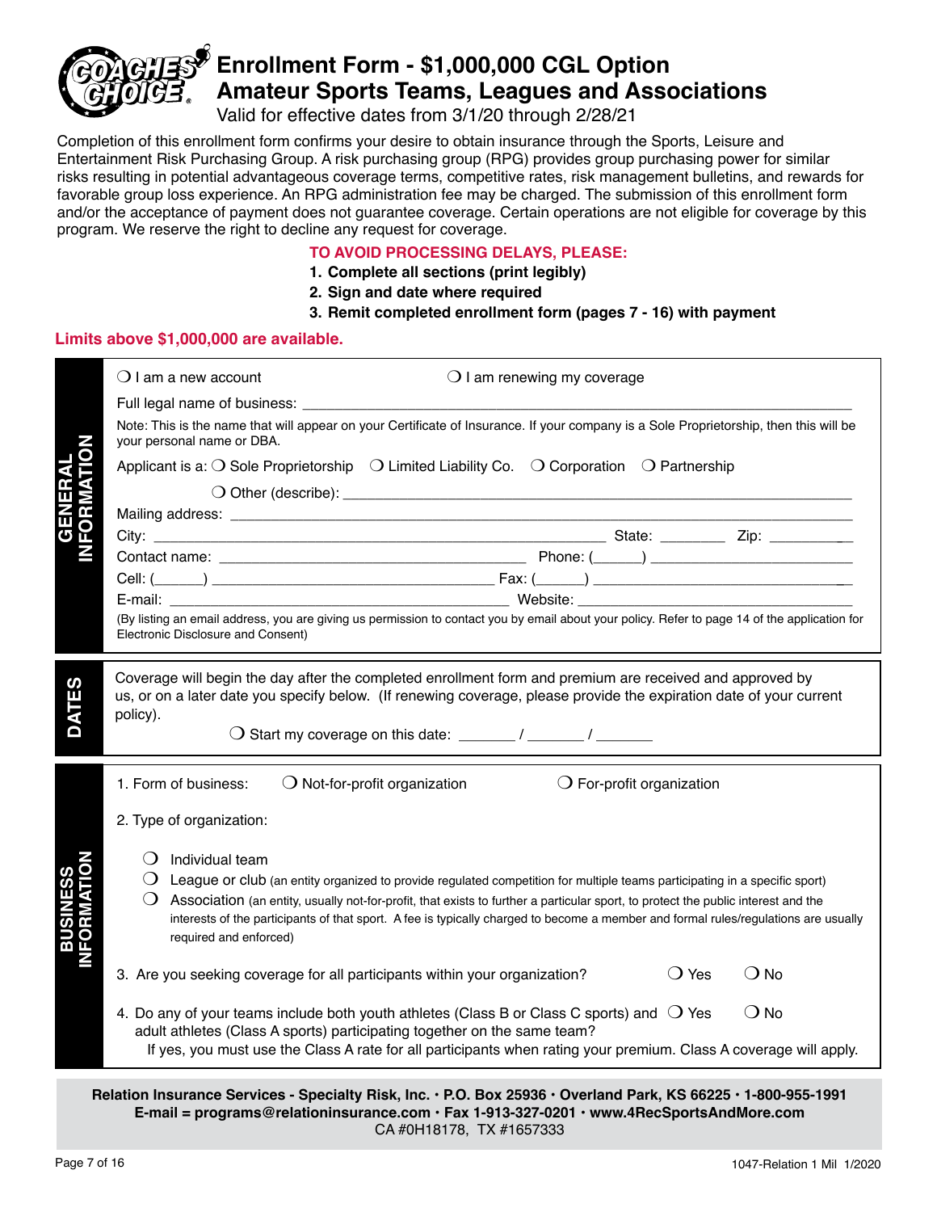# Enrollment Form - $1,000,000 CGL Option
## Amateur Sports Teams, Leagues and Associations

Valid for effective dates from 3/1/20 through 2/28/21

Completion of this enrollment form confirms your desire to obtain insurance through the Sports, Leisure and Entertainment Risk Purchasing Group. A risk purchasing group (RPG) provides group purchasing power for similar risks resulting in potential advantageous coverage terms, competitive rates, risk management bulletins, and rewards for favorable group loss experience. An RPG administration fee may be charged. The submission of this enrollment form and/or the acceptance of payment does not guarantee coverage. Certain operations are not eligible for coverage by this program. We reserve the right to decline any request for coverage.

**TO AVOID PROCESSING DELAYS, PLEASE:**

1. **Complete all sections (print legibly)**
2. **Sign and date where required**
3. **Remit completed enrollment form (pages 7 - 16) with payment**

**Limits above $1,000,000 are available.**

## GENERAL INFORMATION

❍ I am a new account ❍ I am renewing my coverage

Full legal name of business: ______________________________

Note: This is the name that will appear on your Certificate of Insurance. If your company is a Sole Proprietorship, then this will be your personal name or DBA.

Applicant is a: ❍ Sole Proprietorship ❍ Limited Liability Co. ❍ Corporation ❍ Partnership

❍ Other (describe): ______________________________

Mailing address: ______________________________

City: ____________________ State: ________ Zip: __________

Contact name: ____________________ Phone: (______) ____________________

Cell: (______) ____________________ Fax: (______) ____________________

E-mail: ____________________ Website: ____________________

(By listing an email address, you are giving us permission to contact you by email about your policy. Refer to page 14 of the application for Electronic Disclosure and Consent)

## DATES

Coverage will begin the day after the completed enrollment form and premium are received and approved by us, or on a later date you specify below. (If renewing coverage, please provide the expiration date of your current policy).

❍ Start my coverage on this date: _______ / _______ / _______

## BUSINESS INFORMATION

1. Form of business: ❍ Not-for-profit organization ❍ For-profit organization

2. Type of organization:

   ❍ Individual team

   ❍ League or club (an entity organized to provide regulated competition for multiple teams participating in a specific sport)

   ❍ Association (an entity, usually not-for-profit, that exists to further a particular sport, to protect the public interest and the interests of the participants of that sport. A fee is typically charged to become a member and formal rules/regulations are usually required and enforced)

3. Are you seeking coverage for all participants within your organization? ❍ Yes ❍ No

4. Do any of your teams include both youth athletes (Class B or Class C sports) and adult athletes (Class A sports) participating together on the same team? ❍ Yes ❍ No

   If yes, you must use the Class A rate for all participants when rating your premium. Class A coverage will apply.

**Relation Insurance Services - Specialty Risk, Inc. • P.O. Box 25936 • Overland Park, KS 66225 • 1-800-955-1991**
**E-mail = programs@relationinsurance.com • Fax 1-913-327-0201 • www.4RecSportsAndMore.com**
CA #0H18178, TX #1657333

1047-Relation 1 Mil 1/2020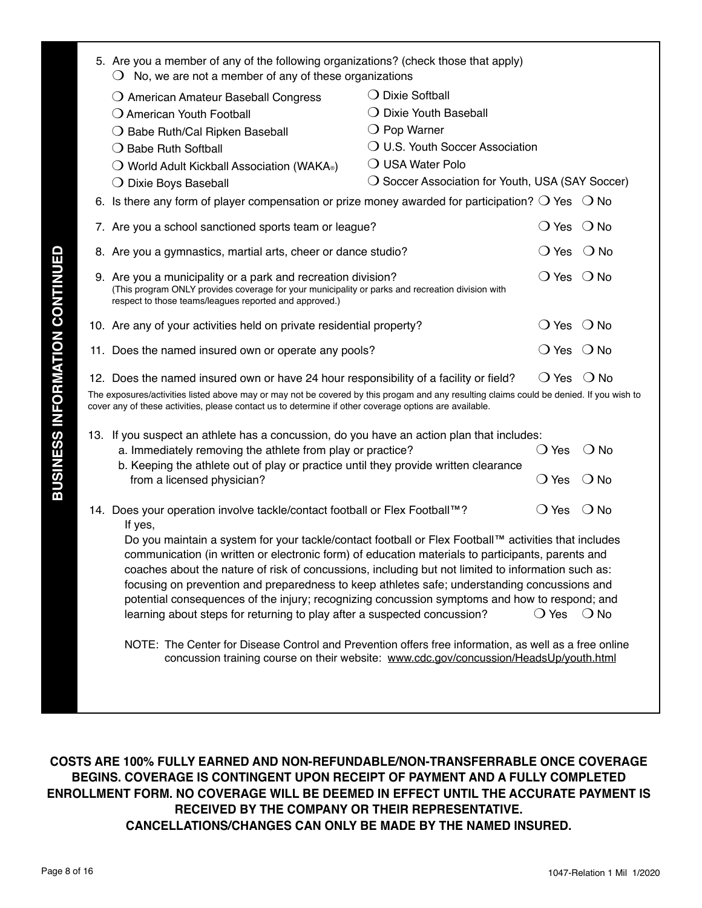## BUSINESS INFORMATION CONTINUED

5. Are you a member of any of the following organizations? (check those that apply)
   - ❍ No, we are not a member of any of these organizations
   - ❍ American Amateur Baseball Congress
   - ❍ American Youth Football
   - ❍ Babe Ruth/Cal Ripken Baseball
   - ❍ Babe Ruth Softball
   - ❍ World Adult Kickball Association (WAKA®)
   - ❍ Dixie Boys Baseball
   - ❍ Dixie Softball
   - ❍ Dixie Youth Baseball
   - ❍ Pop Warner
   - ❍ U.S. Youth Soccer Association
   - ❍ USA Water Polo
   - ❍ Soccer Association for Youth, USA (SAY Soccer)
6. Is there any form of player compensation or prize money awarded for participation? ❍ Yes ❍ No
7. Are you a school sanctioned sports team or league? ❍ Yes ❍ No
8. Are you a gymnastics, martial arts, cheer or dance studio? ❍ Yes ❍ No
9. Are you a municipality or a park and recreation division? ❍ Yes ❍ No
   (This program ONLY provides coverage for your municipality or parks and recreation division with respect to those teams/leagues reported and approved.)
10. Are any of your activities held on private residential property? ❍ Yes ❍ No
11. Does the named insured own or operate any pools? ❍ Yes ❍ No
12. Does the named insured own or have 24 hour responsibility of a facility or field? ❍ Yes ❍ No

The exposures/activities listed above may or may not be covered by this progam and any resulting claims could be denied. If you wish to cover any of these activities, please contact us to determine if other coverage options are available.

13. If you suspect an athlete has a concussion, do you have an action plan that includes:
    a. Immediately removing the athlete from play or practice? ❍ Yes ❍ No
    b. Keeping the athlete out of play or practice until they provide written clearance from a licensed physician? ❍ Yes ❍ No
14. Does your operation involve tackle/contact football or Flex Football™? ❍ Yes ❍ No
    If yes,
    Do you maintain a system for your tackle/contact football or Flex Football™ activities that includes communication (in written or electronic form) of education materials to participants, parents and coaches about the nature of risk of concussions, including but not limited to information such as: focusing on prevention and preparedness to keep athletes safe; understanding concussions and potential consequences of the injury; recognizing concussion symptoms and how to respond; and learning about steps for returning to play after a suspected concussion? ❍ Yes ❍ No

    NOTE: The Center for Disease Control and Prevention offers free information, as well as a free online concussion training course on their website: www.cdc.gov/concussion/HeadsUp/youth.html

**COSTS ARE 100% FULLY EARNED AND NON-REFUNDABLE/NON-TRANSFERRABLE ONCE COVERAGE BEGINS. COVERAGE IS CONTINGENT UPON RECEIPT OF PAYMENT AND A FULLY COMPLETED ENROLLMENT FORM. NO COVERAGE WILL BE DEEMED IN EFFECT UNTIL THE ACCURATE PAYMENT IS RECEIVED BY THE COMPANY OR THEIR REPRESENTATIVE.**
**CANCELLATIONS/CHANGES CAN ONLY BE MADE BY THE NAMED INSURED.**

1047-Relation 1 Mil 1/2020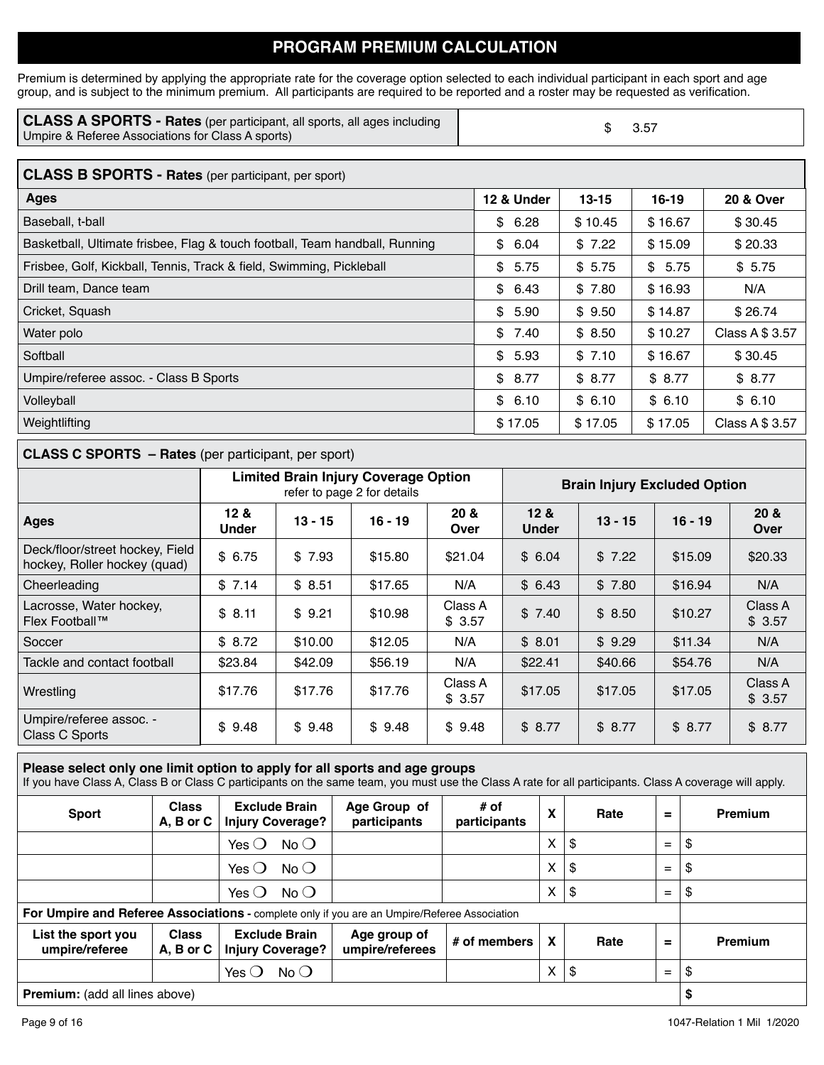# PROGRAM PREMIUM CALCULATION

Premium is determined by applying the appropriate rate for the coverage option selected to each individual participant in each sport and age group, and is subject to the minimum premium. All participants are required to be reported and a roster may be requested as verification.

| **CLASS A SPORTS - Rates** (per participant, all sports, all ages including Umpire & Referee Associations for Class A sports) | $ 3.57 |
|---|---|

**CLASS B SPORTS - Rates** (per participant, per sport)

| Ages | 12 & Under | 13-15 | 16-19 | 20 & Over |
|---|---|---|---|---|
| Baseball, t-ball | $ 6.28 | $ 10.45 | $ 16.67 | $ 30.45 |
| Basketball, Ultimate frisbee, Flag & touch football, Team handball, Running | $ 6.04 | $ 7.22 | $ 15.09 | $ 20.33 |
| Frisbee, Golf, Kickball, Tennis, Track & field, Swimming, Pickleball | $ 5.75 | $ 5.75 | $ 5.75 | $ 5.75 |
| Drill team, Dance team | $ 6.43 | $ 7.80 | $ 16.93 | N/A |
| Cricket, Squash | $ 5.90 | $ 9.50 | $ 14.87 | $ 26.74 |
| Water polo | $ 7.40 | $ 8.50 | $ 10.27 | Class A $ 3.57 |
| Softball | $ 5.93 | $ 7.10 | $ 16.67 | $ 30.45 |
| Umpire/referee assoc. - Class B Sports | $ 8.77 | $ 8.77 | $ 8.77 | $ 8.77 |
| Volleyball | $ 6.10 | $ 6.10 | $ 6.10 | $ 6.10 |
| Weightlifting | $ 17.05 | $ 17.05 | $ 17.05 | Class A $ 3.57 |

**CLASS C SPORTS – Rates** (per participant, per sport)

| | Limited Brain Injury Coverage Option refer to page 2 for details | | | | Brain Injury Excluded Option | | | |
|---|---|---|---|---|---|---|---|---|
| Ages | 12 & Under | 13 - 15 | 16 - 19 | 20 & Over | 12 & Under | 13 - 15 | 16 - 19 | 20 & Over |
| Deck/floor/street hockey, Field hockey, Roller hockey (quad) | $ 6.75 | $ 7.93 | $15.80 | $21.04 | $ 6.04 | $ 7.22 | $15.09 | $20.33 |
| Cheerleading | $ 7.14 | $ 8.51 | $17.65 | N/A | $ 6.43 | $ 7.80 | $16.94 | N/A |
| Lacrosse, Water hockey, Flex Football™ | $ 8.11 | $ 9.21 | $10.98 | Class A $ 3.57 | $ 7.40 | $ 8.50 | $10.27 | Class A $ 3.57 |
| Soccer | $ 8.72 | $10.00 | $12.05 | N/A | $ 8.01 | $ 9.29 | $11.34 | N/A |
| Tackle and contact football | $23.84 | $42.09 | $56.19 | N/A | $22.41 | $40.66 | $54.76 | N/A |
| Wrestling | $17.76 | $17.76 | $17.76 | Class A $ 3.57 | $17.05 | $17.05 | $17.05 | Class A $ 3.57 |
| Umpire/referee assoc. - Class C Sports | $ 9.48 | $ 9.48 | $ 9.48 | $ 9.48 | $ 8.77 | $ 8.77 | $ 8.77 | $ 8.77 |

**Please select only one limit option to apply for all sports and age groups**
If you have Class A, Class B or Class C participants on the same team, you must use the Class A rate for all participants. Class A coverage will apply.

| Sport | Class A, B or C | Exclude Brain Injury Coverage? | Age Group of participants | # of participants | X | Rate | = | Premium |
|---|---|---|---|---|---|---|---|---|
| | | Yes ❍ No ❍ | | | X | $ | = | $ |
| | | Yes ❍ No ❍ | | | X | $ | = | $ |
| | | Yes ❍ No ❍ | | | X | $ | = | $ |
| **For Umpire and Referee Associations -** complete only if you are an Umpire/Referee Association | | | | | | | | |
| **List the sport you umpire/referee** | **Class A, B or C** | **Exclude Brain Injury Coverage?** | **Age group of umpire/referees** | **# of members** | **X** | **Rate** | **=** | **Premium** |
| | | Yes ❍ No ❍ | | | X | $ | = | $ |
| **Premium:** (add all lines above) | | | | | | | | **$** |

1047-Relation 1 Mil 1/2020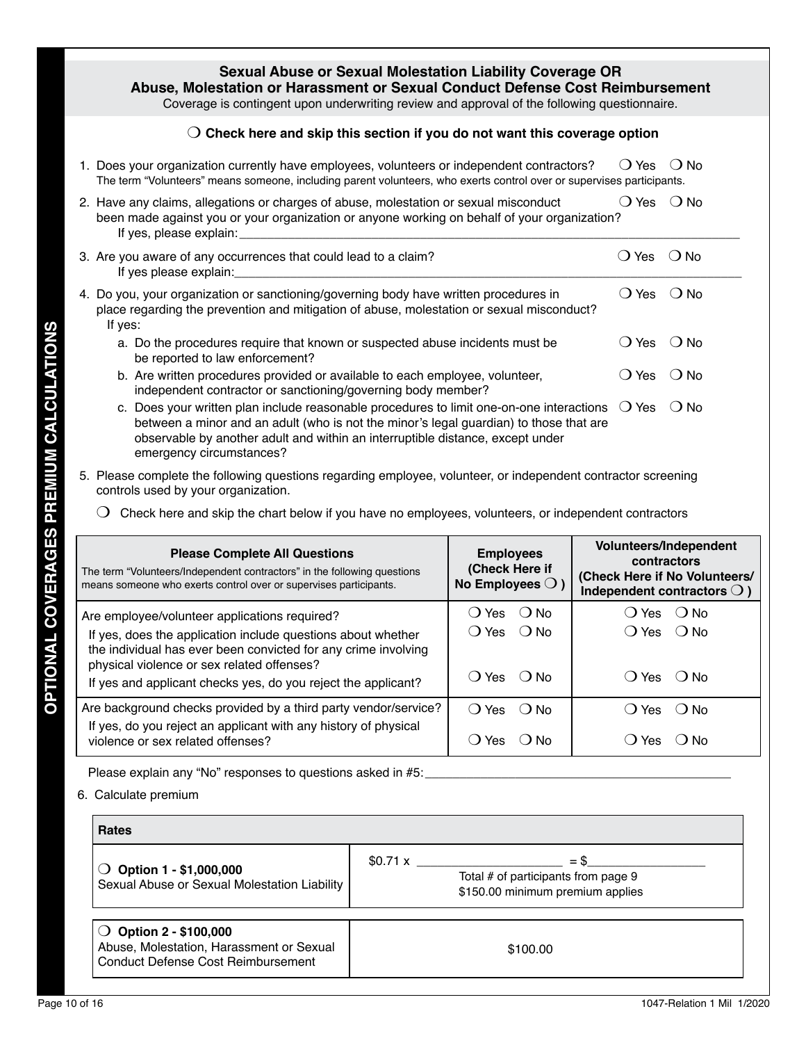## Sexual Abuse or Sexual Molestation Liability Coverage OR Abuse, Molestation or Harassment or Sexual Conduct Defense Cost Reimbursement

Coverage is contingent upon underwriting review and approval of the following questionnaire.

❍ **Check here and skip this section if you do not want this coverage option**

1. Does your organization currently have employees, volunteers or independent contractors? ❍ Yes ❍ No
   The term "Volunteers" means someone, including parent volunteers, who exerts control over or supervises participants.

2. Have any claims, allegations or charges of abuse, molestation or sexual misconduct been made against you or your organization or anyone working on behalf of your organization? ❍ Yes ❍ No
   If yes, please explain: ________________________________________________

3. Are you aware of any occurrences that could lead to a claim? ❍ Yes ❍ No
   If yes please explain: ________________________________________________

4. Do you, your organization or sanctioning/governing body have written procedures in place regarding the prevention and mitigation of abuse, molestation or sexual misconduct? ❍ Yes ❍ No
   If yes:
   a. Do the procedures require that known or suspected abuse incidents must be be reported to law enforcement? ❍ Yes ❍ No
   b. Are written procedures provided or available to each employee, volunteer, independent contractor or sanctioning/governing body member? ❍ Yes ❍ No
   c. Does your written plan include reasonable procedures to limit one-on-one interactions between a minor and an adult (who is not the minor's legal guardian) to those that are observable by another adult and within an interruptible distance, except under emergency circumstances? ❍ Yes ❍ No

5. Please complete the following questions regarding employee, volunteer, or independent contractor screening controls used by your organization.

   ❍ Check here and skip the chart below if you have no employees, volunteers, or independent contractors

| **Please Complete All Questions**<br>The term "Volunteers/Independent contractors" in the following questions means someone who exerts control over or supervises participants. | **Employees (Check Here if No Employees ❍ )** | **Volunteers/Independent contractors (Check Here if No Volunteers/ Independent contractors ❍ )** |
|---|---|---|
| Are employee/volunteer applications required? | ❍ Yes ❍ No | ❍ Yes ❍ No |
| If yes, does the application include questions about whether the individual has ever been convicted for any crime involving physical violence or sex related offenses? | ❍ Yes ❍ No | ❍ Yes ❍ No |
| If yes and applicant checks yes, do you reject the applicant? | ❍ Yes ❍ No | ❍ Yes ❍ No |
| Are background checks provided by a third party vendor/service? | ❍ Yes ❍ No | ❍ Yes ❍ No |
| If yes, do you reject an applicant with any history of physical violence or sex related offenses? | ❍ Yes ❍ No | ❍ Yes ❍ No |

   Please explain any "No" responses to questions asked in #5: ________________________________

6. Calculate premium

| **Rates** | |
|---|---|
| ❍ **Option 1 - $1,000,000**<br>Sexual Abuse or Sexual Molestation Liability | $0.71 x ____________ = $____________<br>Total # of participants from page 9<br>$150.00 minimum premium applies |
| ❍ **Option 2 - $100,000**<br>Abuse, Molestation, Harassment or Sexual Conduct Defense Cost Reimbursement | $100.00 |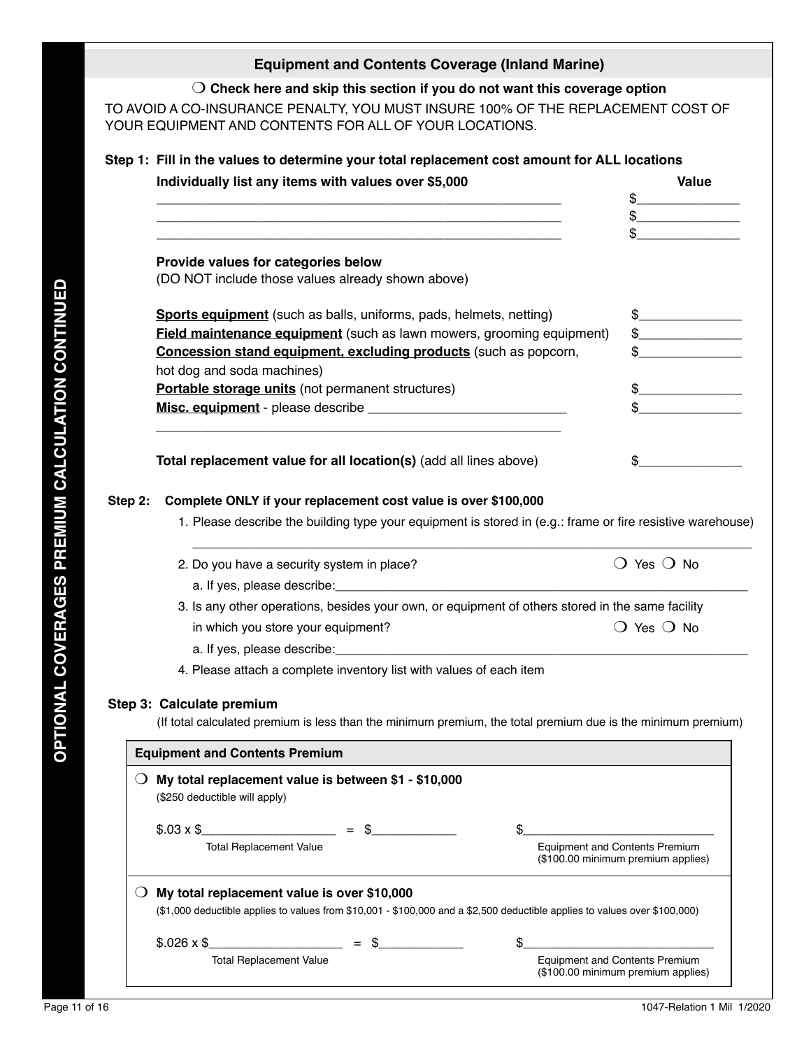**OPTIONAL COVERAGES PREMIUM CALCULATION CONTINUED**

## Equipment and Contents Coverage (Inland Marine)

❍ **Check here and skip this section if you do not want this coverage option**

TO AVOID A CO-INSURANCE PENALTY, YOU MUST INSURE 100% OF THE REPLACEMENT COST OF YOUR EQUIPMENT AND CONTENTS FOR ALL OF YOUR LOCATIONS.

**Step 1: Fill in the values to determine your total replacement cost amount for ALL locations**

| **Individually list any items with values over $5,000** | **Value** |
|---|---|
| ______________________________ | $__________ |
| ______________________________ | $__________ |
| ______________________________ | $__________ |

**Provide values for categories below**
(DO NOT include those values already shown above)

| | |
|---|---|
| **Sports equipment** (such as balls, uniforms, pads, helmets, netting) | $__________ |
| **Field maintenance equipment** (such as lawn mowers, grooming equipment) | $__________ |
| **Concession stand equipment, excluding products** (such as popcorn, hot dog and soda machines) | $__________ |
| **Portable storage units** (not permanent structures) | $__________ |
| **Misc. equipment** - please describe ______________________________ | $__________ |

**Total replacement value for all location(s)** (add all lines above) $__________

**Step 2: Complete ONLY if your replacement cost value is over $100,000**

1. Please describe the building type your equipment is stored in (e.g.: frame or fire resistive warehouse) ______________________________
2. Do you have a security system in place? ❍ Yes ❍ No
   a. If yes, please describe:______________________________
3. Is any other operations, besides your own, or equipment of others stored in the same facility in which you store your equipment? ❍ Yes ❍ No
   a. If yes, please describe:______________________________
4. Please attach a complete inventory list with values of each item

**Step 3: Calculate premium**

(If total calculated premium is less than the minimum premium, the total premium due is the minimum premium)

**Equipment and Contents Premium**

❍ **My total replacement value is between $1 - $10,000**
($250 deductible will apply)

$.03 x $__________ (Total Replacement Value) = $__________ $__________ Equipment and Contents Premium ($100.00 minimum premium applies)

❍ **My total replacement value is over $10,000**
($1,000 deductible applies to values from $10,001 - $100,000 and a $2,500 deductible applies to values over $100,000)

$.026 x $__________ (Total Replacement Value) = $__________ $__________ Equipment and Contents Premium ($100.00 minimum premium applies)

1047-Relation 1 Mil 1/2020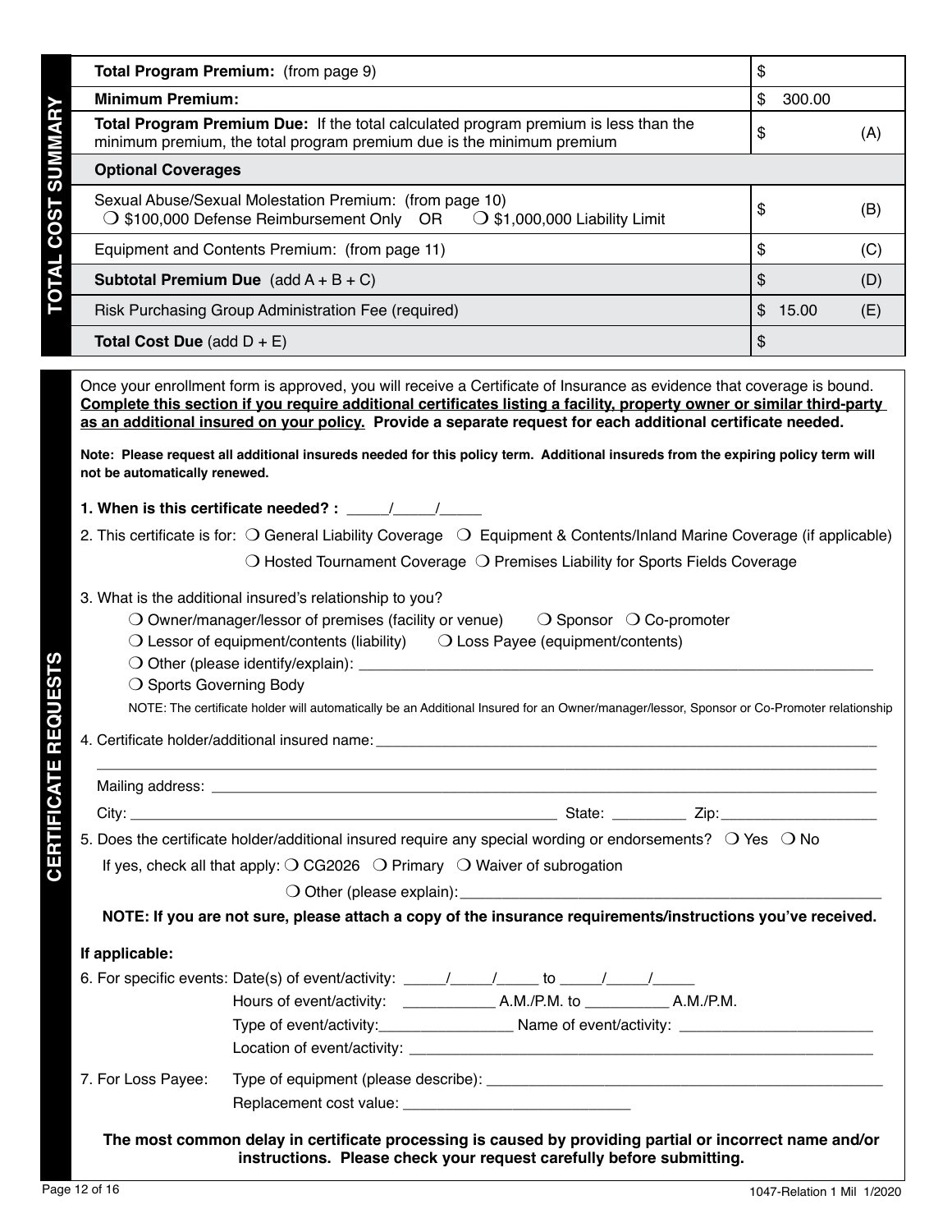## TOTAL COST SUMMARY

| | |
|---|---|
| **Total Program Premium:** (from page 9) | $ |
| **Minimum Premium:** | $ 300.00 |
| **Total Program Premium Due:** If the total calculated program premium is less than the minimum premium, the total program premium due is the minimum premium | $ (A) |
| **Optional Coverages** | |
| Sexual Abuse/Sexual Molestation Premium: (from page 10)<br>❍ $100,000 Defense Reimbursement Only OR ❍ $1,000,000 Liability Limit | $ (B) |
| Equipment and Contents Premium: (from page 11) | $ (C) |
| **Subtotal Premium Due** (add A + B + C) | $ (D) |
| Risk Purchasing Group Administration Fee (required) | $ 15.00 (E) |
| **Total Cost Due** (add D + E) | $ |

## CERTIFICATE REQUESTS

Once your enrollment form is approved, you will receive a Certificate of Insurance as evidence that coverage is bound. **Complete this section if you require additional certificates listing a facility, property owner or similar third-party as an additional insured on your policy. Provide a separate request for each additional certificate needed.**

**Note: Please request all additional insureds needed for this policy term. Additional insureds from the expiring policy term will not be automatically renewed.**

**1. When is this certificate needed? :** _____/_____/_____

2. This certificate is for: ❍ General Liability Coverage ❍ Equipment & Contents/Inland Marine Coverage (if applicable) ❍ Hosted Tournament Coverage ❍ Premises Liability for Sports Fields Coverage

3. What is the additional insured's relationship to you?
   - ❍ Owner/manager/lessor of premises (facility or venue) ❍ Sponsor ❍ Co-promoter
   - ❍ Lessor of equipment/contents (liability) ❍ Loss Payee (equipment/contents)
   - ❍ Other (please identify/explain): ______________________________
   - ❍ Sports Governing Body

   NOTE: The certificate holder will automatically be an Additional Insured for an Owner/manager/lessor, Sponsor or Co-Promoter relationship

4. Certificate holder/additional insured name: ______________________________

   ______________________________

   Mailing address: ______________________________

   City: ______________________________ State: _________ Zip: ___________________

5. Does the certificate holder/additional insured require any special wording or endorsements? ❍ Yes ❍ No

   If yes, check all that apply: ❍ CG2026 ❍ Primary ❍ Waiver of subrogation

   ❍ Other (please explain): ______________________________

**NOTE: If you are not sure, please attach a copy of the insurance requirements/instructions you've received.**

**If applicable:**

6. For specific events: Date(s) of event/activity: _____/_____/_____ to _____/_____/_____

   Hours of event/activity: ___________ A.M./P.M. to __________ A.M./P.M.

   Type of event/activity: ________________ Name of event/activity: _______________________

   Location of event/activity: ______________________________

7. For Loss Payee: Type of equipment (please describe): ______________________________

   Replacement cost value: ___________________________

**The most common delay in certificate processing is caused by providing partial or incorrect name and/or instructions. Please check your request carefully before submitting.**

1047-Relation 1 Mil 1/2020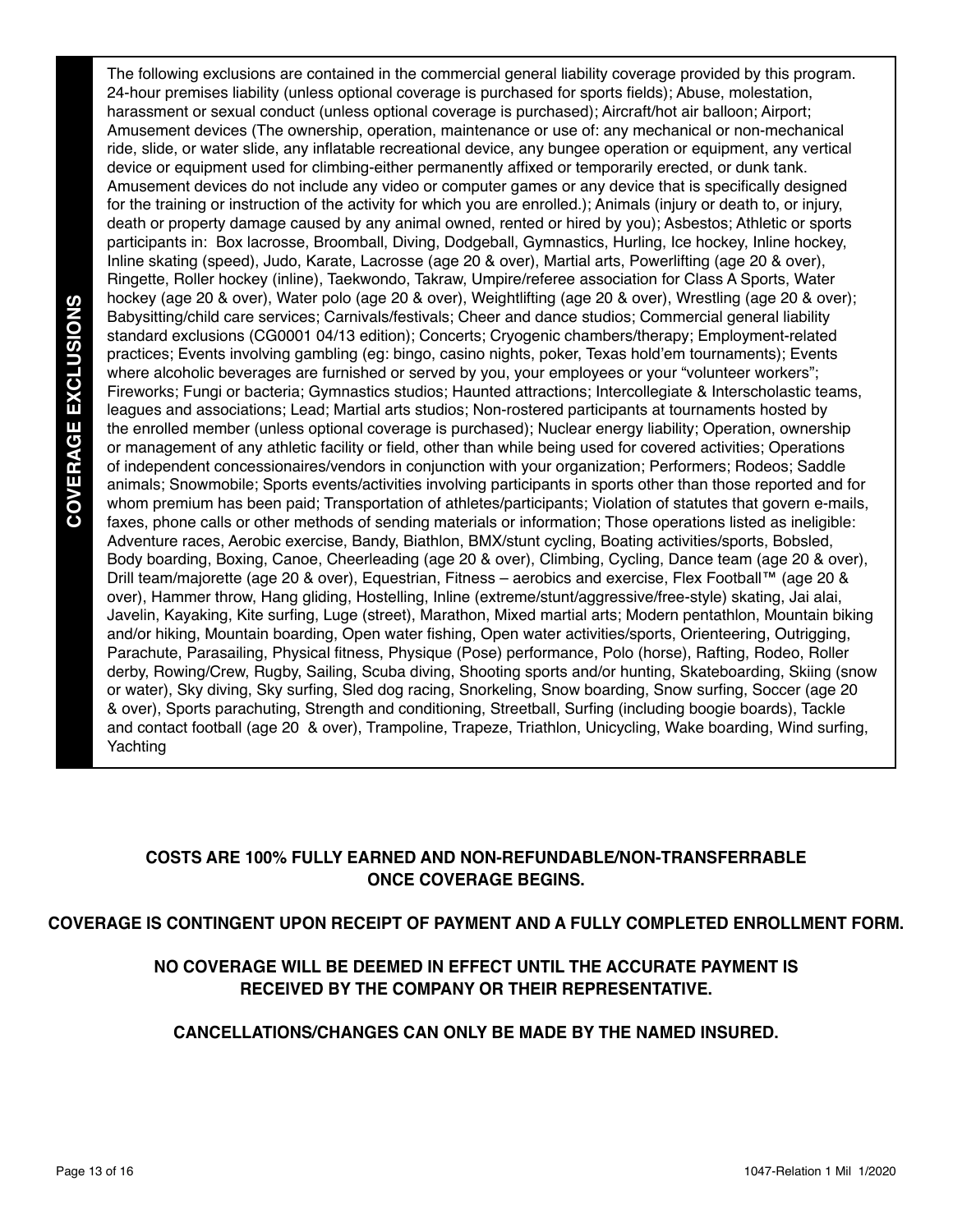## COVERAGE EXCLUSIONS

The following exclusions are contained in the commercial general liability coverage provided by this program. 24-hour premises liability (unless optional coverage is purchased for sports fields); Abuse, molestation, harassment or sexual conduct (unless optional coverage is purchased); Aircraft/hot air balloon; Airport; Amusement devices (The ownership, operation, maintenance or use of: any mechanical or non-mechanical ride, slide, or water slide, any inflatable recreational device, any bungee operation or equipment, any vertical device or equipment used for climbing-either permanently affixed or temporarily erected, or dunk tank. Amusement devices do not include any video or computer games or any device that is specifically designed for the training or instruction of the activity for which you are enrolled.); Animals (injury or death to, or injury, death or property damage caused by any animal owned, rented or hired by you); Asbestos; Athletic or sports participants in: Box lacrosse, Broomball, Diving, Dodgeball, Gymnastics, Hurling, Ice hockey, Inline hockey, Inline skating (speed), Judo, Karate, Lacrosse (age 20 & over), Martial arts, Powerlifting (age 20 & over), Ringette, Roller hockey (inline), Taekwondo, Takraw, Umpire/referee association for Class A Sports, Water hockey (age 20 & over), Water polo (age 20 & over), Weightlifting (age 20 & over), Wrestling (age 20 & over); Babysitting/child care services; Carnivals/festivals; Cheer and dance studios; Commercial general liability standard exclusions (CG0001 04/13 edition); Concerts; Cryogenic chambers/therapy; Employment-related practices; Events involving gambling (eg: bingo, casino nights, poker, Texas hold'em tournaments); Events where alcoholic beverages are furnished or served by you, your employees or your "volunteer workers"; Fireworks; Fungi or bacteria; Gymnastics studios; Haunted attractions; Intercollegiate & Interscholastic teams, leagues and associations; Lead; Martial arts studios; Non-rostered participants at tournaments hosted by the enrolled member (unless optional coverage is purchased); Nuclear energy liability; Operation, ownership or management of any athletic facility or field, other than while being used for covered activities; Operations of independent concessionaires/vendors in conjunction with your organization; Performers; Rodeos; Saddle animals; Snowmobile; Sports events/activities involving participants in sports other than those reported and for whom premium has been paid; Transportation of athletes/participants; Violation of statutes that govern e-mails, faxes, phone calls or other methods of sending materials or information; Those operations listed as ineligible: Adventure races, Aerobic exercise, Bandy, Biathlon, BMX/stunt cycling, Boating activities/sports, Bobsled, Body boarding, Boxing, Canoe, Cheerleading (age 20 & over), Climbing, Cycling, Dance team (age 20 & over), Drill team/majorette (age 20 & over), Equestrian, Fitness – aerobics and exercise, Flex Football™ (age 20 & over), Hammer throw, Hang gliding, Hostelling, Inline (extreme/stunt/aggressive/free-style) skating, Jai alai, Javelin, Kayaking, Kite surfing, Luge (street), Marathon, Mixed martial arts; Modern pentathlon, Mountain biking and/or hiking, Mountain boarding, Open water fishing, Open water activities/sports, Orienteering, Outrigging, Parachute, Parasailing, Physical fitness, Physique (Pose) performance, Polo (horse), Rafting, Rodeo, Roller derby, Rowing/Crew, Rugby, Sailing, Scuba diving, Shooting sports and/or hunting, Skateboarding, Skiing (snow or water), Sky diving, Sky surfing, Sled dog racing, Snorkeling, Snow boarding, Snow surfing, Soccer (age 20 & over), Sports parachuting, Strength and conditioning, Streetball, Surfing (including boogie boards), Tackle and contact football (age 20 & over), Trampoline, Trapeze, Triathlon, Unicycling, Wake boarding, Wind surfing, Yachting

**COSTS ARE 100% FULLY EARNED AND NON-REFUNDABLE/NON-TRANSFERRABLE ONCE COVERAGE BEGINS.**

**COVERAGE IS CONTINGENT UPON RECEIPT OF PAYMENT AND A FULLY COMPLETED ENROLLMENT FORM.**

**NO COVERAGE WILL BE DEEMED IN EFFECT UNTIL THE ACCURATE PAYMENT IS RECEIVED BY THE COMPANY OR THEIR REPRESENTATIVE.**

**CANCELLATIONS/CHANGES CAN ONLY BE MADE BY THE NAMED INSURED.**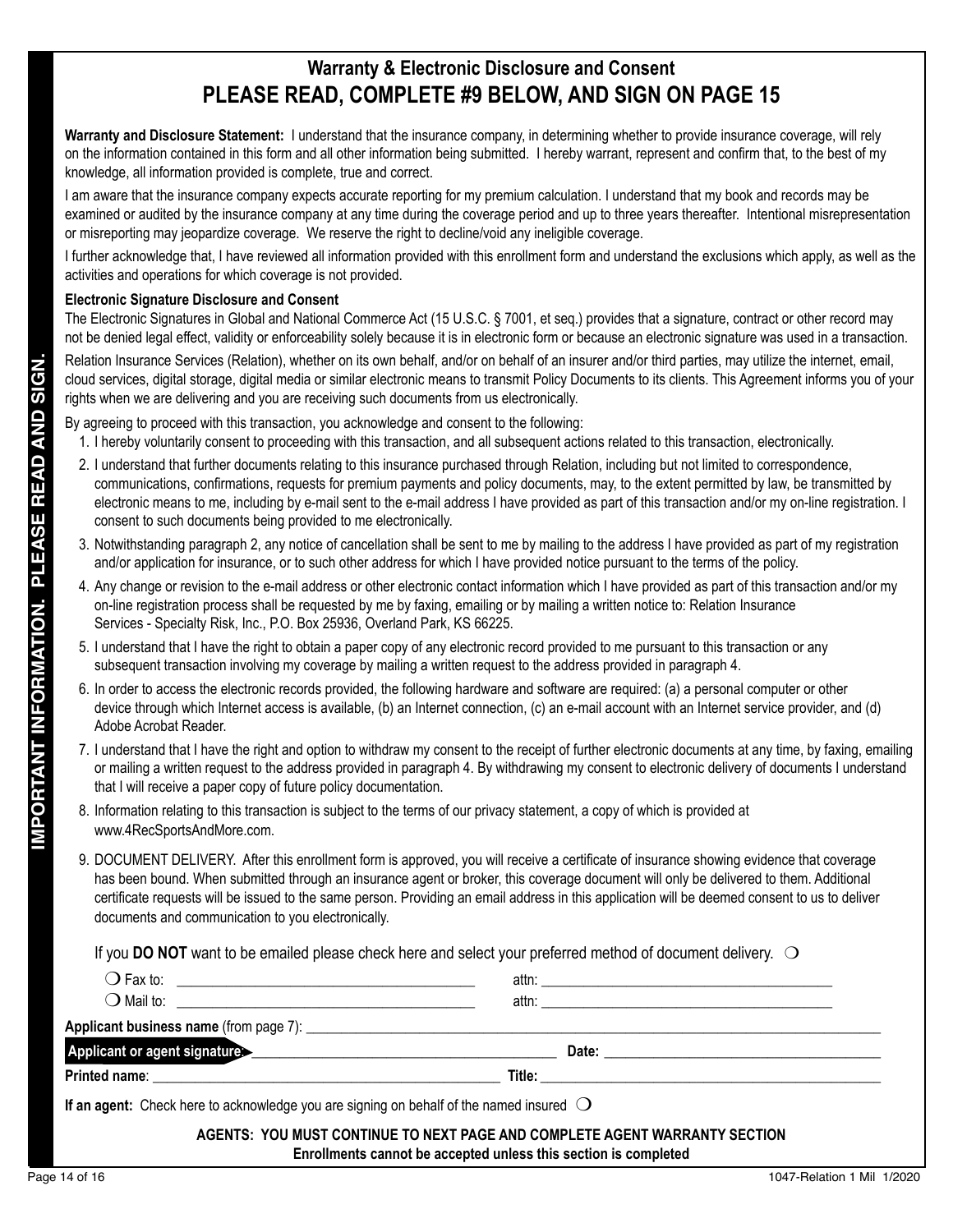## Warranty & Electronic Disclosure and Consent

# PLEASE READ, COMPLETE #9 BELOW, AND SIGN ON PAGE 15

**IMPORTANT INFORMATION. PLEASE READ AND SIGN.**

**Warranty and Disclosure Statement:** I understand that the insurance company, in determining whether to provide insurance coverage, will rely on the information contained in this form and all other information being submitted. I hereby warrant, represent and confirm that, to the best of my knowledge, all information provided is complete, true and correct.

I am aware that the insurance company expects accurate reporting for my premium calculation. I understand that my book and records may be examined or audited by the insurance company at any time during the coverage period and up to three years thereafter. Intentional misrepresentation or misreporting may jeopardize coverage. We reserve the right to decline/void any ineligible coverage.

I further acknowledge that, I have reviewed all information provided with this enrollment form and understand the exclusions which apply, as well as the activities and operations for which coverage is not provided.

**Electronic Signature Disclosure and Consent**

The Electronic Signatures in Global and National Commerce Act (15 U.S.C. § 7001, et seq.) provides that a signature, contract or other record may not be denied legal effect, validity or enforceability solely because it is in electronic form or because an electronic signature was used in a transaction.

Relation Insurance Services (Relation), whether on its own behalf, and/or on behalf of an insurer and/or third parties, may utilize the internet, email, cloud services, digital storage, digital media or similar electronic means to transmit Policy Documents to its clients. This Agreement informs you of your rights when we are delivering and you are receiving such documents from us electronically.

By agreeing to proceed with this transaction, you acknowledge and consent to the following:

1. I hereby voluntarily consent to proceeding with this transaction, and all subsequent actions related to this transaction, electronically.
2. I understand that further documents relating to this insurance purchased through Relation, including but not limited to correspondence, communications, confirmations, requests for premium payments and policy documents, may, to the extent permitted by law, be transmitted by electronic means to me, including by e-mail sent to the e-mail address I have provided as part of this transaction and/or my on-line registration. I consent to such documents being provided to me electronically.
3. Notwithstanding paragraph 2, any notice of cancellation shall be sent to me by mailing to the address I have provided as part of my registration and/or application for insurance, or to such other address for which I have provided notice pursuant to the terms of the policy.
4. Any change or revision to the e-mail address or other electronic contact information which I have provided as part of this transaction and/or my on-line registration process shall be requested by me by faxing, emailing or by mailing a written notice to: Relation Insurance Services - Specialty Risk, Inc., P.O. Box 25936, Overland Park, KS 66225.
5. I understand that I have the right to obtain a paper copy of any electronic record provided to me pursuant to this transaction or any subsequent transaction involving my coverage by mailing a written request to the address provided in paragraph 4.
6. In order to access the electronic records provided, the following hardware and software are required: (a) a personal computer or other device through which Internet access is available, (b) an Internet connection, (c) an e-mail account with an Internet service provider, and (d) Adobe Acrobat Reader.
7. I understand that I have the right and option to withdraw my consent to the receipt of further electronic documents at any time, by faxing, emailing or mailing a written request to the address provided in paragraph 4. By withdrawing my consent to electronic delivery of documents I understand that I will receive a paper copy of future policy documentation.
8. Information relating to this transaction is subject to the terms of our privacy statement, a copy of which is provided at www.4RecSportsAndMore.com.
9. DOCUMENT DELIVERY. After this enrollment form is approved, you will receive a certificate of insurance showing evidence that coverage has been bound. When submitted through an insurance agent or broker, this coverage document will only be delivered to them. Additional certificate requests will be issued to the same person. Providing an email address in this application will be deemed consent to us to deliver documents and communication to you electronically.

If you **DO NOT** want to be emailed please check here and select your preferred method of document delivery. ❍

❍ Fax to: ________________________________________ attn: ________________________________________

❍ Mail to: ________________________________________ attn: ________________________________________

**Applicant business name** (from page 7): ________________________________________________________________

**Applicant or agent signature:** ________________________________________ **Date:** ________________________________

**Printed name**: ________________________________________ **Title:** ________________________________________

**If an agent:** Check here to acknowledge you are signing on behalf of the named insured ❍

**AGENTS: YOU MUST CONTINUE TO NEXT PAGE AND COMPLETE AGENT WARRANTY SECTION**

**Enrollments cannot be accepted unless this section is completed**

1047-Relation 1 Mil 1/2020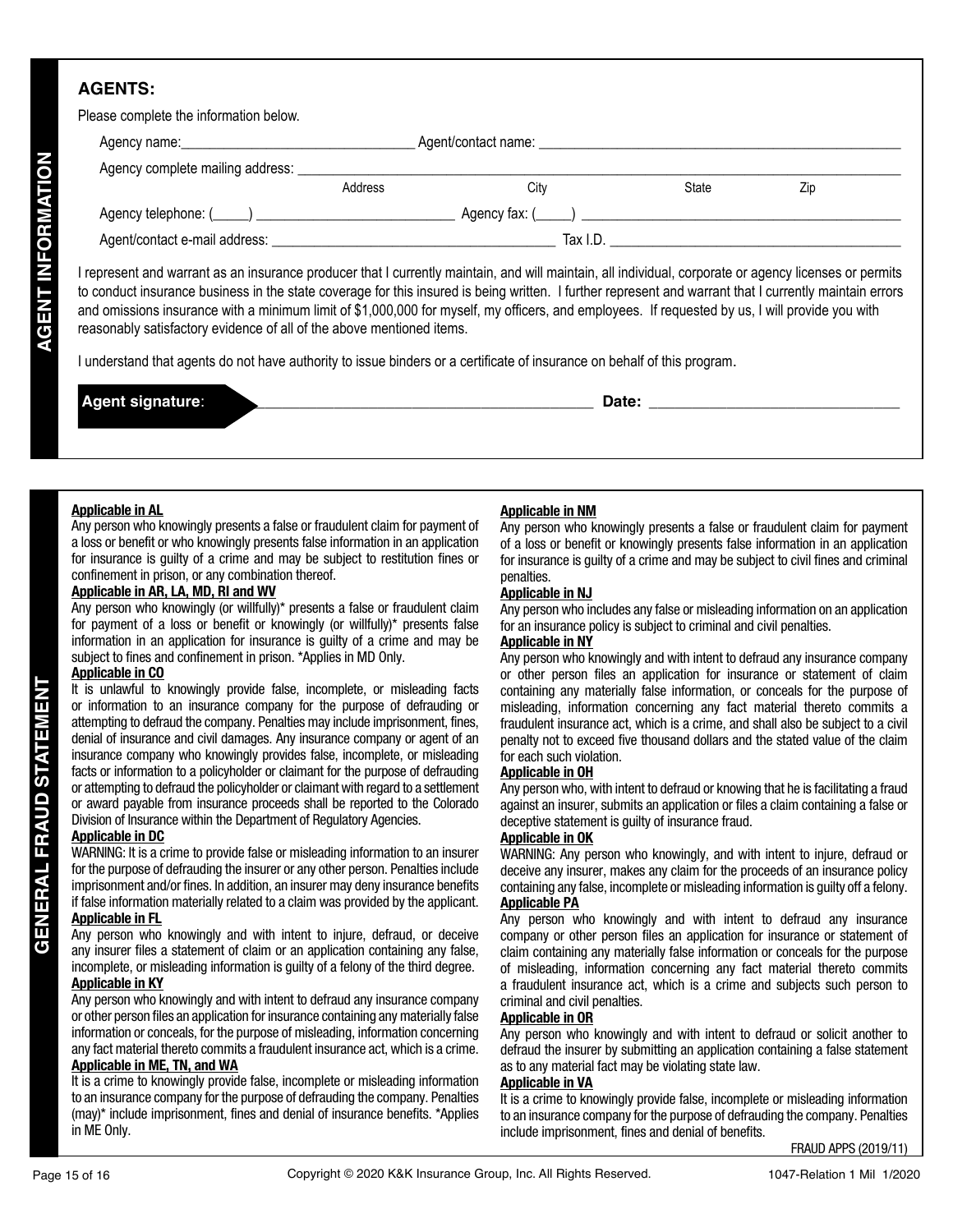## AGENT INFORMATION

### AGENTS:

Please complete the information below.

Agency name:_______________________________ Agent/contact name: _______________________________________________

Agency complete mailing address: ___________________________________________________________________________

Address | City | State | Zip

Agency telephone: (_____) ___________________________ Agency fax: (_____) ___________________________________________

Agent/contact e-mail address: ______________________________________ Tax I.D. _____________________________________

I represent and warrant as an insurance producer that I currently maintain, and will maintain, all individual, corporate or agency licenses or permits to conduct insurance business in the state coverage for this insured is being written. I further represent and warrant that I currently maintain errors and omissions insurance with a minimum limit of $1,000,000 for myself, my officers, and employees. If requested by us, I will provide you with reasonably satisfactory evidence of all of the above mentioned items.

I understand that agents do not have authority to issue binders or a certificate of insurance on behalf of this program.

**Agent signature**: _________________________________________ **Date:** ______________________________

## GENERAL FRAUD STATEMENT

**Applicable in AL**

Any person who knowingly presents a false or fraudulent claim for payment of a loss or benefit or who knowingly presents false information in an application for insurance is guilty of a crime and may be subject to restitution fines or confinement in prison, or any combination thereof.

**Applicable in AR, LA, MD, RI and WV**

Any person who knowingly (or willfully)* presents a false or fraudulent claim for payment of a loss or benefit or knowingly (or willfully)* presents false information in an application for insurance is guilty of a crime and may be subject to fines and confinement in prison. *Applies in MD Only.

**Applicable in CO**

It is unlawful to knowingly provide false, incomplete, or misleading facts or information to an insurance company for the purpose of defrauding or attempting to defraud the company. Penalties may include imprisonment, fines, denial of insurance and civil damages. Any insurance company or agent of an insurance company who knowingly provides false, incomplete, or misleading facts or information to a policyholder or claimant for the purpose of defrauding or attempting to defraud the policyholder or claimant with regard to a settlement or award payable from insurance proceeds shall be reported to the Colorado Division of Insurance within the Department of Regulatory Agencies.

**Applicable in DC**

WARNING: It is a crime to provide false or misleading information to an insurer for the purpose of defrauding the insurer or any other person. Penalties include imprisonment and/or fines. In addition, an insurer may deny insurance benefits if false information materially related to a claim was provided by the applicant.

**Applicable in FL**

Any person who knowingly and with intent to injure, defraud, or deceive any insurer files a statement of claim or an application containing any false, incomplete, or misleading information is guilty of a felony of the third degree.

**Applicable in KY**

Any person who knowingly and with intent to defraud any insurance company or other person files an application for insurance containing any materially false information or conceals, for the purpose of misleading, information concerning any fact material thereto commits a fraudulent insurance act, which is a crime.

**Applicable in ME, TN, and WA**

It is a crime to knowingly provide false, incomplete or misleading information to an insurance company for the purpose of defrauding the company. Penalties (may)* include imprisonment, fines and denial of insurance benefits. *Applies in ME Only.

**Applicable in NM**

Any person who knowingly presents a false or fraudulent claim for payment of a loss or benefit or knowingly presents false information in an application for insurance is guilty of a crime and may be subject to civil fines and criminal penalties.

**Applicable in NJ**

Any person who includes any false or misleading information on an application for an insurance policy is subject to criminal and civil penalties.

**Applicable in NY**

Any person who knowingly and with intent to defraud any insurance company or other person files an application for insurance or statement of claim containing any materially false information, or conceals for the purpose of misleading, information concerning any fact material thereto commits a fraudulent insurance act, which is a crime, and shall also be subject to a civil penalty not to exceed five thousand dollars and the stated value of the claim for each such violation.

**Applicable in OH**

Any person who, with intent to defraud or knowing that he is facilitating a fraud against an insurer, submits an application or files a claim containing a false or deceptive statement is guilty of insurance fraud.

**Applicable in OK**

WARNING: Any person who knowingly, and with intent to injure, defraud or deceive any insurer, makes any claim for the proceeds of an insurance policy containing any false, incomplete or misleading information is guilty off a felony.

**Applicable PA**

Any person who knowingly and with intent to defraud any insurance company or other person files an application for insurance or statement of claim containing any materially false information or conceals for the purpose of misleading, information concerning any fact material thereto commits a fraudulent insurance act, which is a crime and subjects such person to criminal and civil penalties.

**Applicable in OR**

Any person who knowingly and with intent to defraud or solicit another to defraud the insurer by submitting an application containing a false statement as to any material fact may be violating state law.

**Applicable in VA**

It is a crime to knowingly provide false, incomplete or misleading information to an insurance company for the purpose of defrauding the company. Penalties include imprisonment, fines and denial of benefits.

FRAUD APPS (2019/11)

Copyright © 2020 K&K Insurance Group, Inc. All Rights Reserved. 1047-Relation 1 Mil 1/2020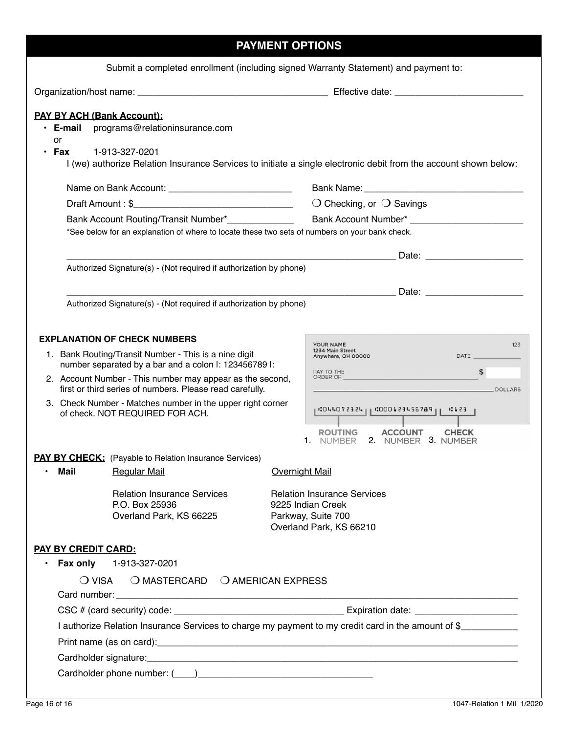## PAYMENT OPTIONS

Submit a completed enrollment (including signed Warranty Statement) and payment to:

Organization/host name: ______________________________________ Effective date: _________________________

**PAY BY ACH (Bank Account):**

- **E-mail** programs@relationinsurance.com
  or
- **Fax** 1-913-327-0201

  I (we) authorize Relation Insurance Services to initiate a single electronic debit from the account shown below:

  Name on Bank Account: ________________________ Bank Name: _______________________________

  Draft Amount : $_______________________________ ❍ Checking, or ❍ Savings

  Bank Account Routing/Transit Number*_____________ Bank Account Number* ______________________

  *See below for an explanation of where to locate these two sets of numbers on your bank check.

  _________________________________________________________________ Date: ___________________

  Authorized Signature(s) - (Not required if authorization by phone)

  _________________________________________________________________ Date: ___________________

  Authorized Signature(s) - (Not required if authorization by phone)

**EXPLANATION OF CHECK NUMBERS**

1. Bank Routing/Transit Number - This is a nine digit number separated by a bar and a colon I: 123456789 I:
2. Account Number - This number may appear as the second, first or third series of numbers. Please read carefully.
3. Check Number - Matches number in the upper right corner of check. NOT REQUIRED FOR ACH.

YOUR NAME
1234 Main Street
Anywhere, OH 00000
123
DATE
PAY TO THE ORDER OF
$
DOLLARS
1. ROUTING NUMBER 2. ACCOUNT NUMBER 3. CHECK NUMBER

**PAY BY CHECK:** (Payable to Relation Insurance Services)

- **Mail**

| Regular Mail | Overnight Mail |
|---|---|
| Relation Insurance Services<br>P.O. Box 25936<br>Overland Park, KS 66225 | Relation Insurance Services<br>9225 Indian Creek<br>Parkway, Suite 700<br>Overland Park, KS 66210 |

**PAY BY CREDIT CARD:**

- **Fax only** 1-913-327-0201

  ❍ VISA ❍ MASTERCARD ❍ AMERICAN EXPRESS

  Card number: _______________________________________________________________________________

  CSC # (card security) code: _________________________________ Expiration date: ____________________

  I authorize Relation Insurance Services to charge my payment to my credit card in the amount of $___________

  Print name (as on card):______________________________________________________________________

  Cardholder signature:_________________________________________________________________________

  Cardholder phone number: (____)__________________________________